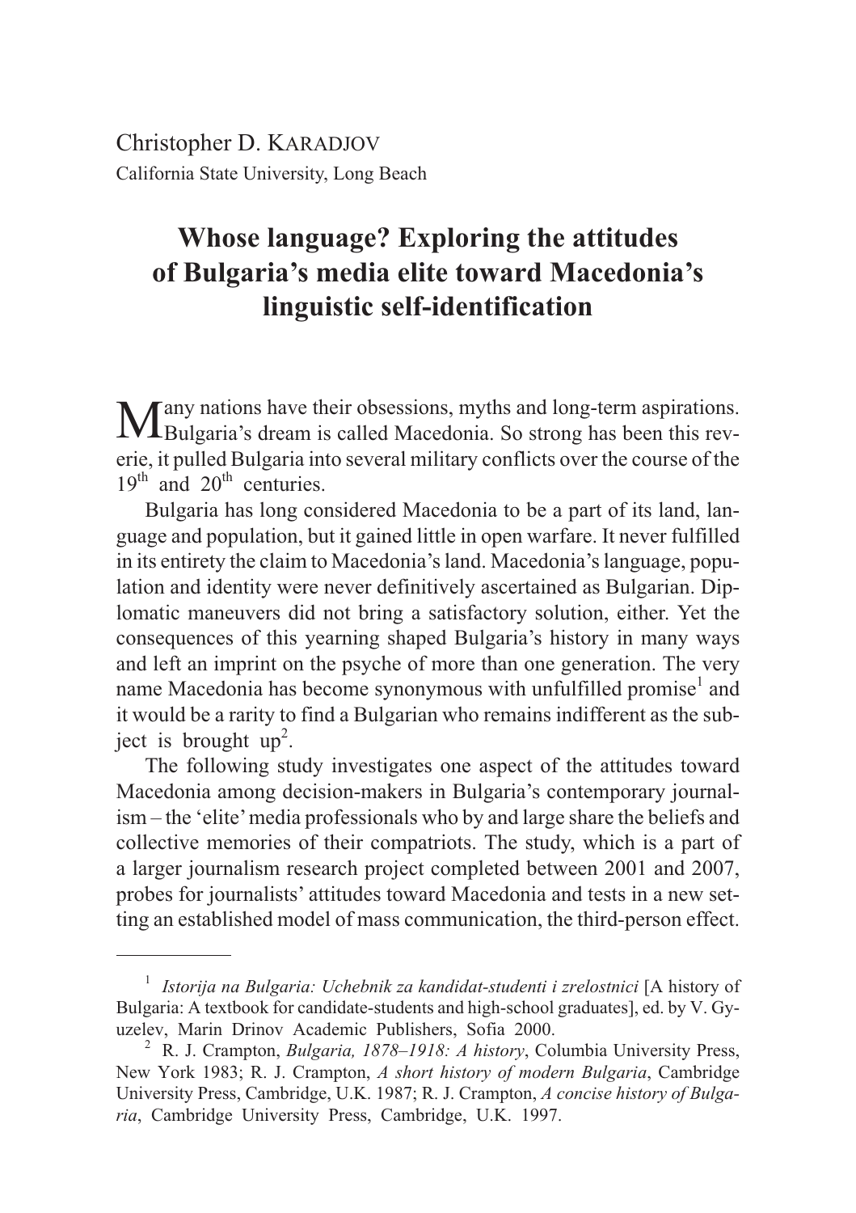Christopher D. KARADJOV
California State University, Long Beach

# Whose language? Exploring the attitudes of Bulgaria's media elite toward Macedonia's linguistic self-identification

Many nations have their obsessions, myths and long-term aspirations. Bulgaria's dream is called Macedonia. So strong has been this reverie, it pulled Bulgaria into several military conflicts over the course of the 19th and 20th centuries.

Bulgaria has long considered Macedonia to be a part of its land, language and population, but it gained little in open warfare. It never fulfilled in its entirety the claim to Macedonia's land. Macedonia's language, population and identity were never definitively ascertained as Bulgarian. Diplomatic maneuvers did not bring a satisfactory solution, either. Yet the consequences of this yearning shaped Bulgaria's history in many ways and left an imprint on the psyche of more than one generation. The very name Macedonia has become synonymous with unfulfilled promise[1] and it would be a rarity to find a Bulgarian who remains indifferent as the subject is brought up[2].

The following study investigates one aspect of the attitudes toward Macedonia among decision-makers in Bulgaria's contemporary journalism – the 'elite' media professionals who by and large share the beliefs and collective memories of their compatriots. The study, which is a part of a larger journalism research project completed between 2001 and 2007, probes for journalists' attitudes toward Macedonia and tests in a new setting an established model of mass communication, the third-person effect.

---

[1] *Istorija na Bulgaria: Uchebnik za kandidat-studenti i zrelostnici* [A history of Bulgaria: A textbook for candidate-students and high-school graduates], ed. by V. Gyuzelev, Marin Drinov Academic Publishers, Sofia 2000.

[2] R. J. Crampton, *Bulgaria, 1878–1918: A history*, Columbia University Press, New York 1983; R. J. Crampton, *A short history of modern Bulgaria*, Cambridge University Press, Cambridge, U.K. 1987; R. J. Crampton, *A concise history of Bulgaria*, Cambridge University Press, Cambridge, U.K. 1997.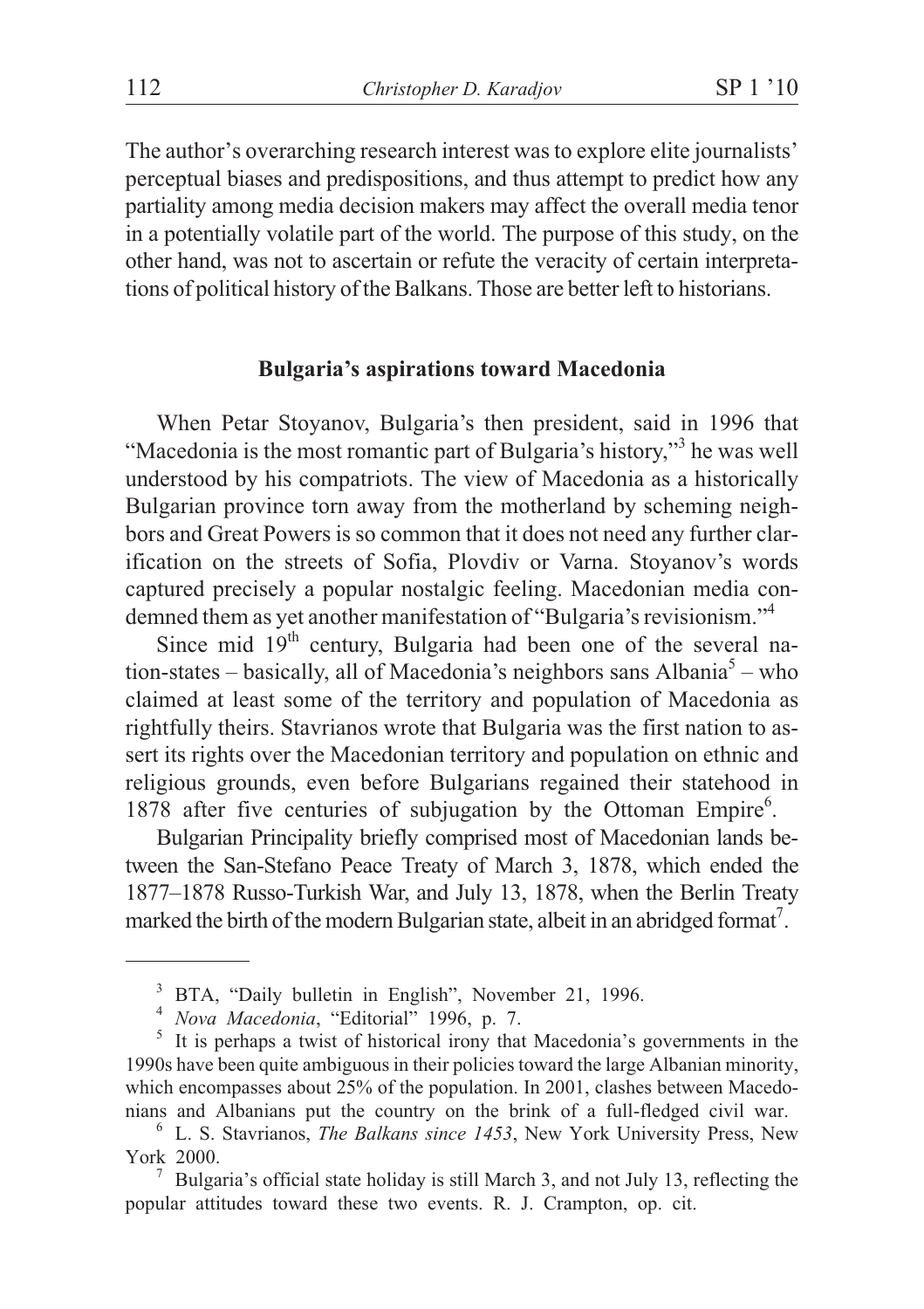The author's overarching research interest was to explore elite journalists' perceptual biases and predispositions, and thus attempt to predict how any partiality among media decision makers may affect the overall media tenor in a potentially volatile part of the world. The purpose of this study, on the other hand, was not to ascertain or refute the veracity of certain interpretations of political history of the Balkans. Those are better left to historians.

## Bulgaria's aspirations toward Macedonia

When Petar Stoyanov, Bulgaria's then president, said in 1996 that "Macedonia is the most romantic part of Bulgaria's history,"[3] he was well understood by his compatriots. The view of Macedonia as a historically Bulgarian province torn away from the motherland by scheming neighbors and Great Powers is so common that it does not need any further clarification on the streets of Sofia, Plovdiv or Varna. Stoyanov's words captured precisely a popular nostalgic feeling. Macedonian media condemned them as yet another manifestation of "Bulgaria's revisionism."[4]

Since mid 19th century, Bulgaria had been one of the several nation-states – basically, all of Macedonia's neighbors sans Albania[5] – who claimed at least some of the territory and population of Macedonia as rightfully theirs. Stavrianos wrote that Bulgaria was the first nation to assert its rights over the Macedonian territory and population on ethnic and religious grounds, even before Bulgarians regained their statehood in 1878 after five centuries of subjugation by the Ottoman Empire[6].

Bulgarian Principality briefly comprised most of Macedonian lands between the San-Stefano Peace Treaty of March 3, 1878, which ended the 1877–1878 Russo-Turkish War, and July 13, 1878, when the Berlin Treaty marked the birth of the modern Bulgarian state, albeit in an abridged format[7].

---

[3] BTA, "Daily bulletin in English", November 21, 1996.

[4] *Nova Macedonia*, "Editorial" 1996, p. 7.

[5] It is perhaps a twist of historical irony that Macedonia's governments in the 1990s have been quite ambiguous in their policies toward the large Albanian minority, which encompasses about 25% of the population. In 2001, clashes between Macedonians and Albanians put the country on the brink of a full-fledged civil war.

[6] L. S. Stavrianos, *The Balkans since 1453*, New York University Press, New York 2000.

[7] Bulgaria's official state holiday is still March 3, and not July 13, reflecting the popular attitudes toward these two events. R. J. Crampton, op. cit.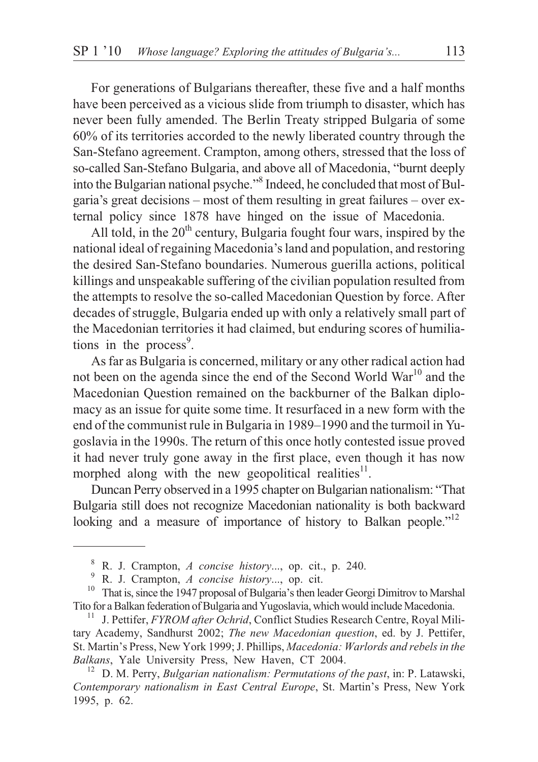For generations of Bulgarians thereafter, these five and a half months have been perceived as a vicious slide from triumph to disaster, which has never been fully amended. The Berlin Treaty stripped Bulgaria of some 60% of its territories accorded to the newly liberated country through the San-Stefano agreement. Crampton, among others, stressed that the loss of so-called San-Stefano Bulgaria, and above all of Macedonia, "burnt deeply into the Bulgarian national psyche."[8] Indeed, he concluded that most of Bulgaria's great decisions – most of them resulting in great failures – over external policy since 1878 have hinged on the issue of Macedonia.

All told, in the 20th century, Bulgaria fought four wars, inspired by the national ideal of regaining Macedonia's land and population, and restoring the desired San-Stefano boundaries. Numerous guerilla actions, political killings and unspeakable suffering of the civilian population resulted from the attempts to resolve the so-called Macedonian Question by force. After decades of struggle, Bulgaria ended up with only a relatively small part of the Macedonian territories it had claimed, but enduring scores of humiliations in the process[9].

As far as Bulgaria is concerned, military or any other radical action had not been on the agenda since the end of the Second World War[10] and the Macedonian Question remained on the backburner of the Balkan diplomacy as an issue for quite some time. It resurfaced in a new form with the end of the communist rule in Bulgaria in 1989–1990 and the turmoil in Yugoslavia in the 1990s. The return of this once hotly contested issue proved it had never truly gone away in the first place, even though it has now morphed along with the new geopolitical realities[11].

Duncan Perry observed in a 1995 chapter on Bulgarian nationalism: "That Bulgaria still does not recognize Macedonian nationality is both backward looking and a measure of importance of history to Balkan people."[12]

---

[8] R. J. Crampton, *A concise history...*, op. cit., p. 240.

[9] R. J. Crampton, *A concise history...*, op. cit.

[10] That is, since the 1947 proposal of Bulgaria's then leader Georgi Dimitrov to Marshal Tito for a Balkan federation of Bulgaria and Yugoslavia, which would include Macedonia.

[11] J. Pettifer, *FYROM after Ochrid*, Conflict Studies Research Centre, Royal Military Academy, Sandhurst 2002; *The new Macedonian question*, ed. by J. Pettifer, St. Martin's Press, New York 1999; J. Phillips, *Macedonia: Warlords and rebels in the Balkans*, Yale University Press, New Haven, CT 2004.

[12] D. M. Perry, *Bulgarian nationalism: Permutations of the past*, in: P. Latawski, *Contemporary nationalism in East Central Europe*, St. Martin's Press, New York 1995, p. 62.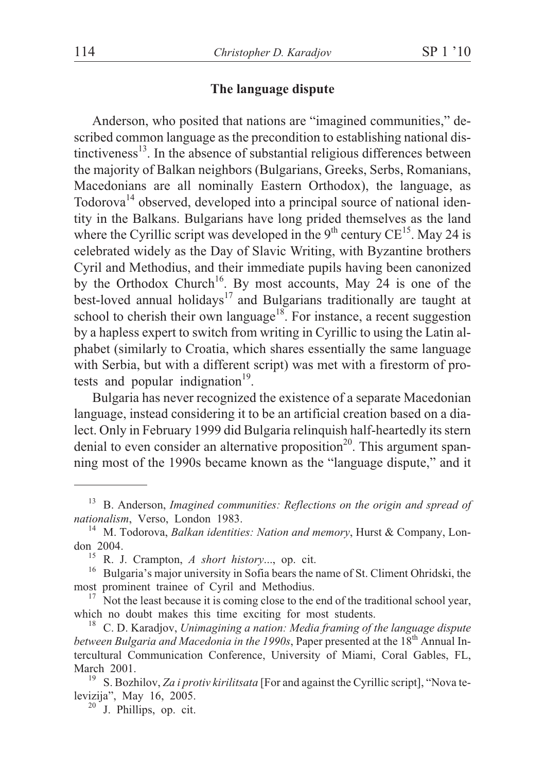## The language dispute

Anderson, who posited that nations are "imagined communities," described common language as the precondition to establishing national distinctiveness[13]. In the absence of substantial religious differences between the majority of Balkan neighbors (Bulgarians, Greeks, Serbs, Romanians, Macedonians are all nominally Eastern Orthodox), the language, as Todorova[14] observed, developed into a principal source of national identity in the Balkans. Bulgarians have long prided themselves as the land where the Cyrillic script was developed in the 9th century CE[15]. May 24 is celebrated widely as the Day of Slavic Writing, with Byzantine brothers Cyril and Methodius, and their immediate pupils having been canonized by the Orthodox Church[16]. By most accounts, May 24 is one of the best-loved annual holidays[17] and Bulgarians traditionally are taught at school to cherish their own language[18]. For instance, a recent suggestion by a hapless expert to switch from writing in Cyrillic to using the Latin alphabet (similarly to Croatia, which shares essentially the same language with Serbia, but with a different script) was met with a firestorm of protests and popular indignation[19].

Bulgaria has never recognized the existence of a separate Macedonian language, instead considering it to be an artificial creation based on a dialect. Only in February 1999 did Bulgaria relinquish half-heartedly its stern denial to even consider an alternative proposition[20]. This argument spanning most of the 1990s became known as the "language dispute," and it

---

[13] B. Anderson, *Imagined communities: Reflections on the origin and spread of nationalism*, Verso, London 1983.

[14] M. Todorova, *Balkan identities: Nation and memory*, Hurst & Company, London 2004.

[15] R. J. Crampton, *A short history...*, op. cit.

[16] Bulgaria's major university in Sofia bears the name of St. Climent Ohridski, the most prominent trainee of Cyril and Methodius.

[17] Not the least because it is coming close to the end of the traditional school year, which no doubt makes this time exciting for most students.

[18] C. D. Karadjov, *Unimagining a nation: Media framing of the language dispute between Bulgaria and Macedonia in the 1990s*, Paper presented at the 18th Annual Intercultural Communication Conference, University of Miami, Coral Gables, FL, March 2001.

[19] S. Bozhilov, *Za i protiv kirilitsata* [For and against the Cyrillic script], "Nova televizija", May 16, 2005.

[20] J. Phillips, op. cit.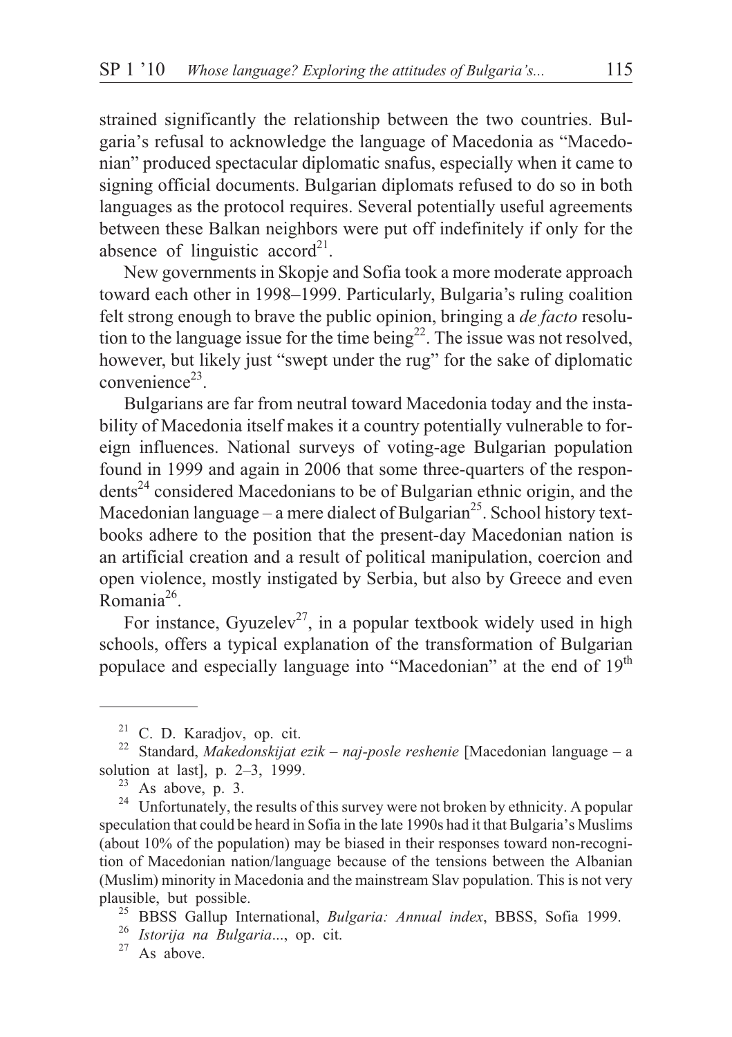strained significantly the relationship between the two countries. Bulgaria's refusal to acknowledge the language of Macedonia as "Macedonian" produced spectacular diplomatic snafus, especially when it came to signing official documents. Bulgarian diplomats refused to do so in both languages as the protocol requires. Several potentially useful agreements between these Balkan neighbors were put off indefinitely if only for the absence of linguistic accord[21].

New governments in Skopje and Sofia took a more moderate approach toward each other in 1998–1999. Particularly, Bulgaria's ruling coalition felt strong enough to brave the public opinion, bringing a *de facto* resolution to the language issue for the time being[22]. The issue was not resolved, however, but likely just "swept under the rug" for the sake of diplomatic convenience[23].

Bulgarians are far from neutral toward Macedonia today and the instability of Macedonia itself makes it a country potentially vulnerable to foreign influences. National surveys of voting-age Bulgarian population found in 1999 and again in 2006 that some three-quarters of the respondents[24] considered Macedonians to be of Bulgarian ethnic origin, and the Macedonian language – a mere dialect of Bulgarian[25]. School history textbooks adhere to the position that the present-day Macedonian nation is an artificial creation and a result of political manipulation, coercion and open violence, mostly instigated by Serbia, but also by Greece and even Romania[26].

For instance, Gyuzelev[27], in a popular textbook widely used in high schools, offers a typical explanation of the transformation of Bulgarian populace and especially language into "Macedonian" at the end of 19th

---

[21] C. D. Karadjov, op. cit.

[22] Standard, *Makedonskijat ezik – naj-posle reshenie* [Macedonian language – a solution at last], p. 2–3, 1999.

[23] As above, p. 3.

[24] Unfortunately, the results of this survey were not broken by ethnicity. A popular speculation that could be heard in Sofia in the late 1990s had it that Bulgaria's Muslims (about 10% of the population) may be biased in their responses toward non-recognition of Macedonian nation/language because of the tensions between the Albanian (Muslim) minority in Macedonia and the mainstream Slav population. This is not very plausible, but possible.

[25] BBSS Gallup International, *Bulgaria: Annual index*, BBSS, Sofia 1999.

[26] *Istorija na Bulgaria*..., op. cit.

[27] As above.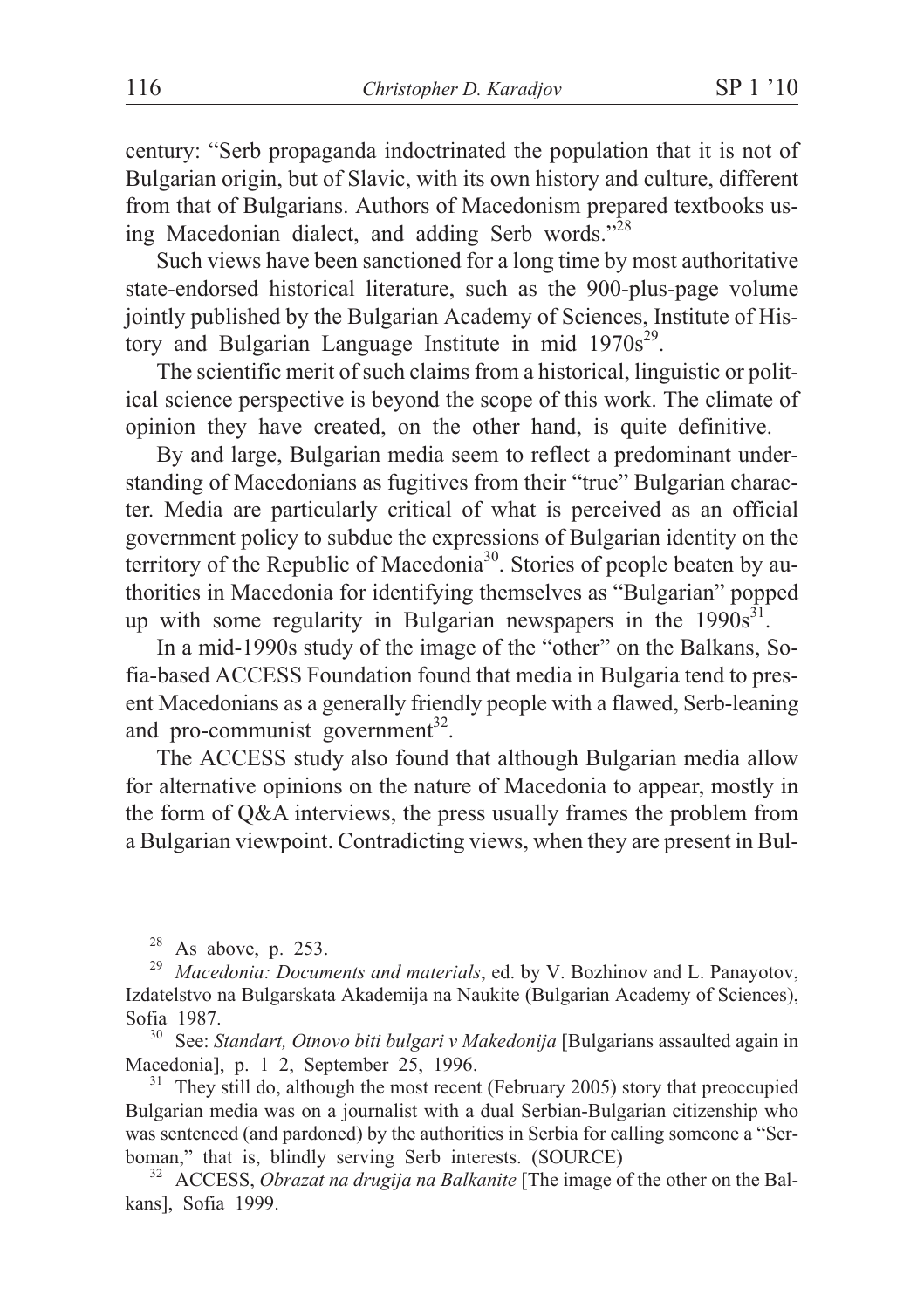century: “Serb propaganda indoctrinated the population that it is not of Bulgarian origin, but of Slavic, with its own history and culture, different from that of Bulgarians. Authors of Macedonism prepared textbooks using Macedonian dialect, and adding Serb words.”[28]

Such views have been sanctioned for a long time by most authoritative state-endorsed historical literature, such as the 900-plus-page volume jointly published by the Bulgarian Academy of Sciences, Institute of History and Bulgarian Language Institute in mid 1970s[29].

The scientific merit of such claims from a historical, linguistic or political science perspective is beyond the scope of this work. The climate of opinion they have created, on the other hand, is quite definitive.

By and large, Bulgarian media seem to reflect a predominant understanding of Macedonians as fugitives from their “true” Bulgarian character. Media are particularly critical of what is perceived as an official government policy to subdue the expressions of Bulgarian identity on the territory of the Republic of Macedonia[30]. Stories of people beaten by authorities in Macedonia for identifying themselves as “Bulgarian” popped up with some regularity in Bulgarian newspapers in the 1990s[31].

In a mid-1990s study of the image of the “other” on the Balkans, Sofia-based ACCESS Foundation found that media in Bulgaria tend to present Macedonians as a generally friendly people with a flawed, Serb-leaning and pro-communist government[32].

The ACCESS study also found that although Bulgarian media allow for alternative opinions on the nature of Macedonia to appear, mostly in the form of Q&A interviews, the press usually frames the problem from a Bulgarian viewpoint. Contradicting views, when they are present in Bul-

---

[28] As above, p. 253.

[29] *Macedonia: Documents and materials*, ed. by V. Bozhinov and L. Panayotov, Izdatelstvo na Bulgarskata Akademija na Naukite (Bulgarian Academy of Sciences), Sofia 1987.

[30] See: *Standart, Otnovo biti bulgari v Makedonija* [Bulgarians assaulted again in Macedonia], p. 1–2, September 25, 1996.

[31] They still do, although the most recent (February 2005) story that preoccupied Bulgarian media was on a journalist with a dual Serbian-Bulgarian citizenship who was sentenced (and pardoned) by the authorities in Serbia for calling someone a “Serboman,” that is, blindly serving Serb interests. (SOURCE)

[32] ACCESS, *Obrazat na drugija na Balkanite* [The image of the other on the Balkans], Sofia 1999.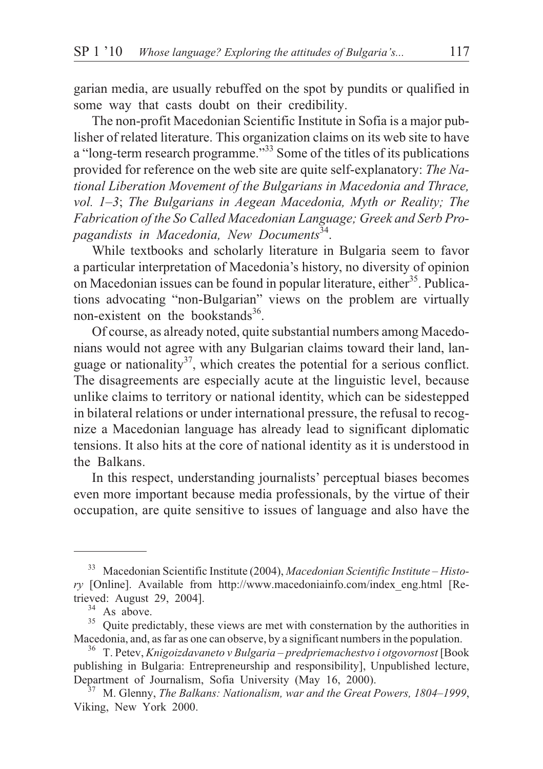garian media, are usually rebuffed on the spot by pundits or qualified in some way that casts doubt on their credibility.

The non-profit Macedonian Scientific Institute in Sofia is a major publisher of related literature. This organization claims on its web site to have a "long-term research programme."[33] Some of the titles of its publications provided for reference on the web site are quite self-explanatory: *The National Liberation Movement of the Bulgarians in Macedonia and Thrace, vol. 1–3*; *The Bulgarians in Aegean Macedonia, Myth or Reality; The Fabrication of the So Called Macedonian Language; Greek and Serb Propagandists in Macedonia, New Documents*[34].

While textbooks and scholarly literature in Bulgaria seem to favor a particular interpretation of Macedonia's history, no diversity of opinion on Macedonian issues can be found in popular literature, either[35]. Publications advocating "non-Bulgarian" views on the problem are virtually non-existent on the bookstands[36].

Of course, as already noted, quite substantial numbers among Macedonians would not agree with any Bulgarian claims toward their land, language or nationality[37], which creates the potential for a serious conflict. The disagreements are especially acute at the linguistic level, because unlike claims to territory or national identity, which can be sidestepped in bilateral relations or under international pressure, the refusal to recognize a Macedonian language has already lead to significant diplomatic tensions. It also hits at the core of national identity as it is understood in the Balkans.

In this respect, understanding journalists' perceptual biases becomes even more important because media professionals, by the virtue of their occupation, are quite sensitive to issues of language and also have the

---

[33] Macedonian Scientific Institute (2004), *Macedonian Scientific Institute – History* [Online]. Available from http://www.macedoniainfo.com/index_eng.html [Retrieved: August 29, 2004].

[34] As above.

[35] Quite predictably, these views are met with consternation by the authorities in Macedonia, and, as far as one can observe, by a significant numbers in the population.

[36] T. Petev, *Knigoizdavaneto v Bulgaria – predpriemachestvo i otgovornost* [Book publishing in Bulgaria: Entrepreneurship and responsibility], Unpublished lecture, Department of Journalism, Sofia University (May 16, 2000).

[37] M. Glenny, *The Balkans: Nationalism, war and the Great Powers, 1804–1999*, Viking, New York 2000.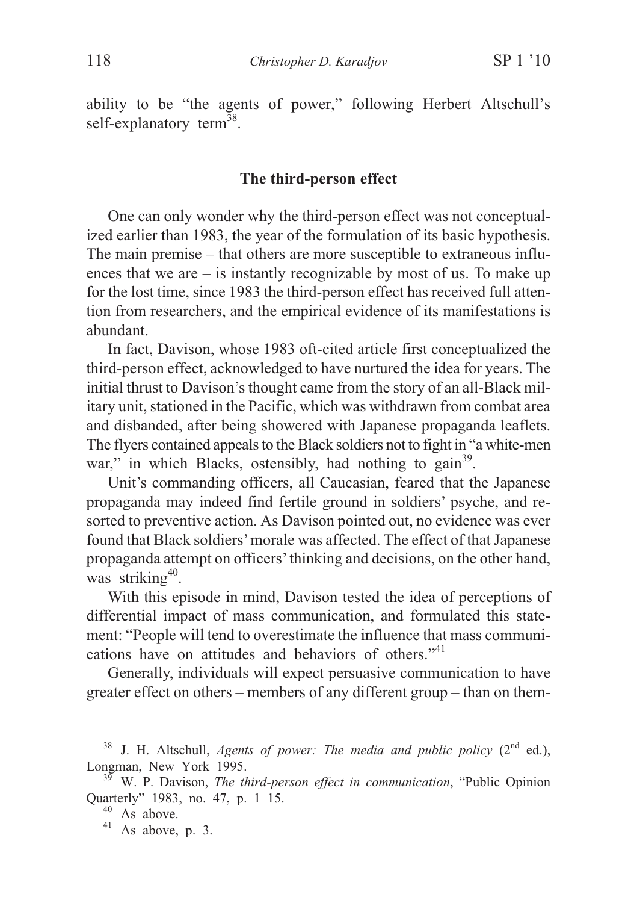ability to be "the agents of power," following Herbert Altschull's self-explanatory term[38].

## The third-person effect

One can only wonder why the third-person effect was not conceptualized earlier than 1983, the year of the formulation of its basic hypothesis. The main premise – that others are more susceptible to extraneous influences that we are – is instantly recognizable by most of us. To make up for the lost time, since 1983 the third-person effect has received full attention from researchers, and the empirical evidence of its manifestations is abundant.

In fact, Davison, whose 1983 oft-cited article first conceptualized the third-person effect, acknowledged to have nurtured the idea for years. The initial thrust to Davison's thought came from the story of an all-Black military unit, stationed in the Pacific, which was withdrawn from combat area and disbanded, after being showered with Japanese propaganda leaflets. The flyers contained appeals to the Black soldiers not to fight in "a white-men war," in which Blacks, ostensibly, had nothing to gain[39].

Unit's commanding officers, all Caucasian, feared that the Japanese propaganda may indeed find fertile ground in soldiers' psyche, and resorted to preventive action. As Davison pointed out, no evidence was ever found that Black soldiers' morale was affected. The effect of that Japanese propaganda attempt on officers' thinking and decisions, on the other hand, was striking[40].

With this episode in mind, Davison tested the idea of perceptions of differential impact of mass communication, and formulated this statement: "People will tend to overestimate the influence that mass communications have on attitudes and behaviors of others."[41]

Generally, individuals will expect persuasive communication to have greater effect on others – members of any different group – than on them-

---

[38] J. H. Altschull, *Agents of power: The media and public policy* (2nd ed.), Longman, New York 1995.

[39] W. P. Davison, *The third-person effect in communication*, "Public Opinion Quarterly" 1983, no. 47, p. 1–15.

[40] As above.

[41] As above, p. 3.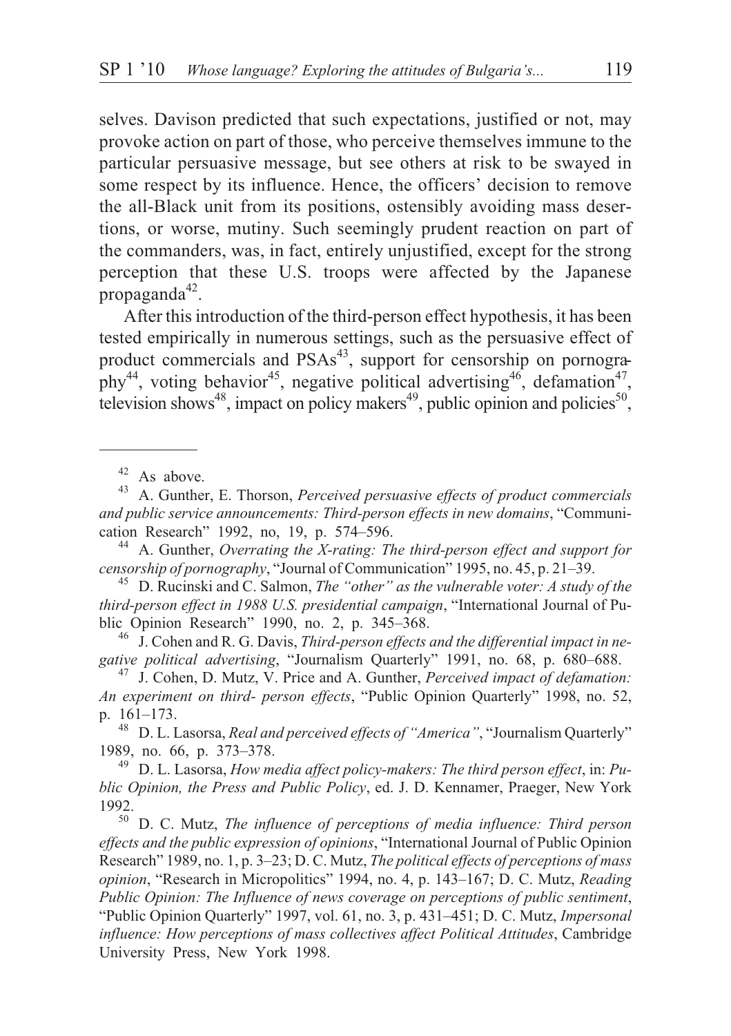selves. Davison predicted that such expectations, justified or not, may provoke action on part of those, who perceive themselves immune to the particular persuasive message, but see others at risk to be swayed in some respect by its influence. Hence, the officers' decision to remove the all-Black unit from its positions, ostensibly avoiding mass desertions, or worse, mutiny. Such seemingly prudent reaction on part of the commanders, was, in fact, entirely unjustified, except for the strong perception that these U.S. troops were affected by the Japanese propaganda[42].

After this introduction of the third-person effect hypothesis, it has been tested empirically in numerous settings, such as the persuasive effect of product commercials and PSAs[43], support for censorship on pornography[44], voting behavior[45], negative political advertising[46], defamation[47], television shows[48], impact on policy makers[49], public opinion and policies[50],

---

[42] As above.

[43] A. Gunther, E. Thorson, *Perceived persuasive effects of product commercials and public service announcements: Third-person effects in new domains*, "Communication Research" 1992, no, 19, p. 574–596.

[44] A. Gunther, *Overrating the X-rating: The third-person effect and support for censorship of pornography*, "Journal of Communication" 1995, no. 45, p. 21–39.

[45] D. Rucinski and C. Salmon, *The "other" as the vulnerable voter: A study of the third-person effect in 1988 U.S. presidential campaign*, "International Journal of Public Opinion Research" 1990, no. 2, p. 345–368.

[46] J. Cohen and R. G. Davis, *Third-person effects and the differential impact in negative political advertising*, "Journalism Quarterly" 1991, no. 68, p. 680–688.

[47] J. Cohen, D. Mutz, V. Price and A. Gunther, *Perceived impact of defamation: An experiment on third- person effects*, "Public Opinion Quarterly" 1998, no. 52, p. 161–173.

[48] D. L. Lasorsa, *Real and perceived effects of "America"*, "Journalism Quarterly" 1989, no. 66, p. 373–378.

[49] D. L. Lasorsa, *How media affect policy-makers: The third person effect*, in: *Public Opinion, the Press and Public Policy*, ed. J. D. Kennamer, Praeger, New York 1992.

[50] D. C. Mutz, *The influence of perceptions of media influence: Third person effects and the public expression of opinions*, "International Journal of Public Opinion Research" 1989, no. 1, p. 3–23; D. C. Mutz, *The political effects of perceptions of mass opinion*, "Research in Micropolitics" 1994, no. 4, p. 143–167; D. C. Mutz, *Reading Public Opinion: The Influence of news coverage on perceptions of public sentiment*, "Public Opinion Quarterly" 1997, vol. 61, no. 3, p. 431–451; D. C. Mutz, *Impersonal influence: How perceptions of mass collectives affect Political Attitudes*, Cambridge University Press, New York 1998.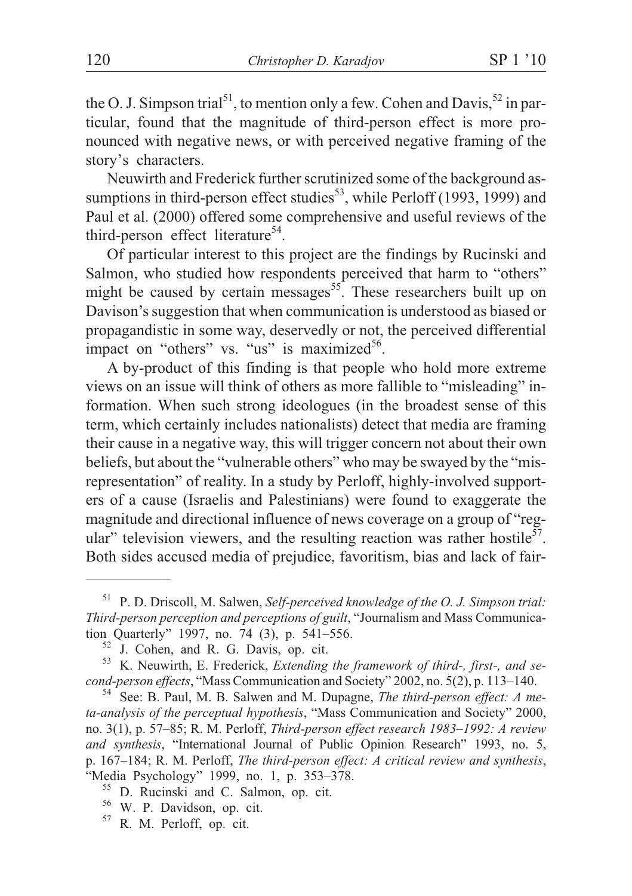the O. J. Simpson trial[51], to mention only a few. Cohen and Davis,[52] in particular, found that the magnitude of third-person effect is more pronounced with negative news, or with perceived negative framing of the story's characters.

Neuwirth and Frederick further scrutinized some of the background assumptions in third-person effect studies[53], while Perloff (1993, 1999) and Paul et al. (2000) offered some comprehensive and useful reviews of the third-person effect literature[54].

Of particular interest to this project are the findings by Rucinski and Salmon, who studied how respondents perceived that harm to "others" might be caused by certain messages[55]. These researchers built up on Davison's suggestion that when communication is understood as biased or propagandistic in some way, deservedly or not, the perceived differential impact on "others" vs. "us" is maximized[56].

A by-product of this finding is that people who hold more extreme views on an issue will think of others as more fallible to "misleading" information. When such strong ideologues (in the broadest sense of this term, which certainly includes nationalists) detect that media are framing their cause in a negative way, this will trigger concern not about their own beliefs, but about the "vulnerable others" who may be swayed by the "misrepresentation" of reality. In a study by Perloff, highly-involved supporters of a cause (Israelis and Palestinians) were found to exaggerate the magnitude and directional influence of news coverage on a group of "regular" television viewers, and the resulting reaction was rather hostile[57]. Both sides accused media of prejudice, favoritism, bias and lack of fair-

---

[51] P. D. Driscoll, M. Salwen, *Self-perceived knowledge of the O. J. Simpson trial: Third-person perception and perceptions of guilt*, "Journalism and Mass Communication Quarterly" 1997, no. 74 (3), p. 541–556.

[52] J. Cohen, and R. G. Davis, op. cit.

[53] K. Neuwirth, E. Frederick, *Extending the framework of third-, first-, and second-person effects*, "Mass Communication and Society" 2002, no. 5(2), p. 113–140.

[54] See: B. Paul, M. B. Salwen and M. Dupagne, *The third-person effect: A meta-analysis of the perceptual hypothesis*, "Mass Communication and Society" 2000, no. 3(1), p. 57–85; R. M. Perloff, *Third-person effect research 1983–1992: A review and synthesis*, "International Journal of Public Opinion Research" 1993, no. 5, p. 167–184; R. M. Perloff, *The third-person effect: A critical review and synthesis*, "Media Psychology" 1999, no. 1, p. 353–378.

[55] D. Rucinski and C. Salmon, op. cit.

[56] W. P. Davidson, op. cit.

[57] R. M. Perloff, op. cit.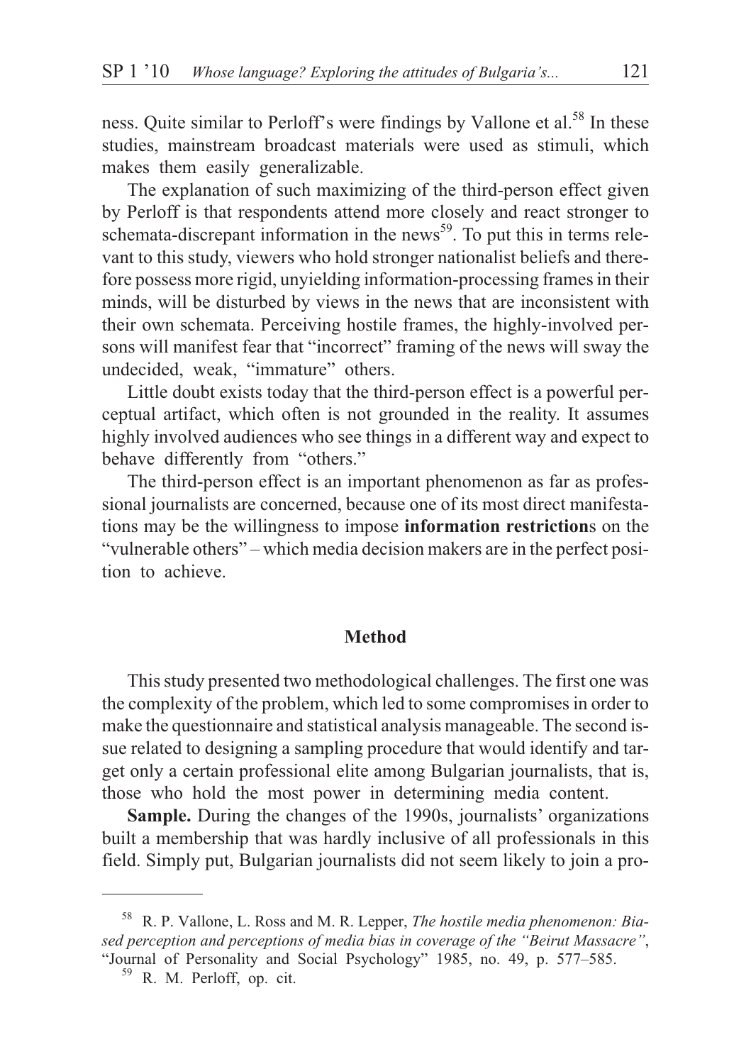ness. Quite similar to Perloff's were findings by Vallone et al.[58] In these studies, mainstream broadcast materials were used as stimuli, which makes them easily generalizable.

The explanation of such maximizing of the third-person effect given by Perloff is that respondents attend more closely and react stronger to schemata-discrepant information in the news[59]. To put this in terms relevant to this study, viewers who hold stronger nationalist beliefs and therefore possess more rigid, unyielding information-processing frames in their minds, will be disturbed by views in the news that are inconsistent with their own schemata. Perceiving hostile frames, the highly-involved persons will manifest fear that "incorrect" framing of the news will sway the undecided, weak, "immature" others.

Little doubt exists today that the third-person effect is a powerful perceptual artifact, which often is not grounded in the reality. It assumes highly involved audiences who see things in a different way and expect to behave differently from "others."

The third-person effect is an important phenomenon as far as professional journalists are concerned, because one of its most direct manifestations may be the willingness to impose **information restriction**s on the "vulnerable others" – which media decision makers are in the perfect position to achieve.

## Method

This study presented two methodological challenges. The first one was the complexity of the problem, which led to some compromises in order to make the questionnaire and statistical analysis manageable. The second issue related to designing a sampling procedure that would identify and target only a certain professional elite among Bulgarian journalists, that is, those who hold the most power in determining media content.

**Sample.** During the changes of the 1990s, journalists' organizations built a membership that was hardly inclusive of all professionals in this field. Simply put, Bulgarian journalists did not seem likely to join a pro-

---

[58] R. P. Vallone, L. Ross and M. R. Lepper, *The hostile media phenomenon: Biased perception and perceptions of media bias in coverage of the "Beirut Massacre"*, "Journal of Personality and Social Psychology" 1985, no. 49, p. 577–585.

[59] R. M. Perloff, op. cit.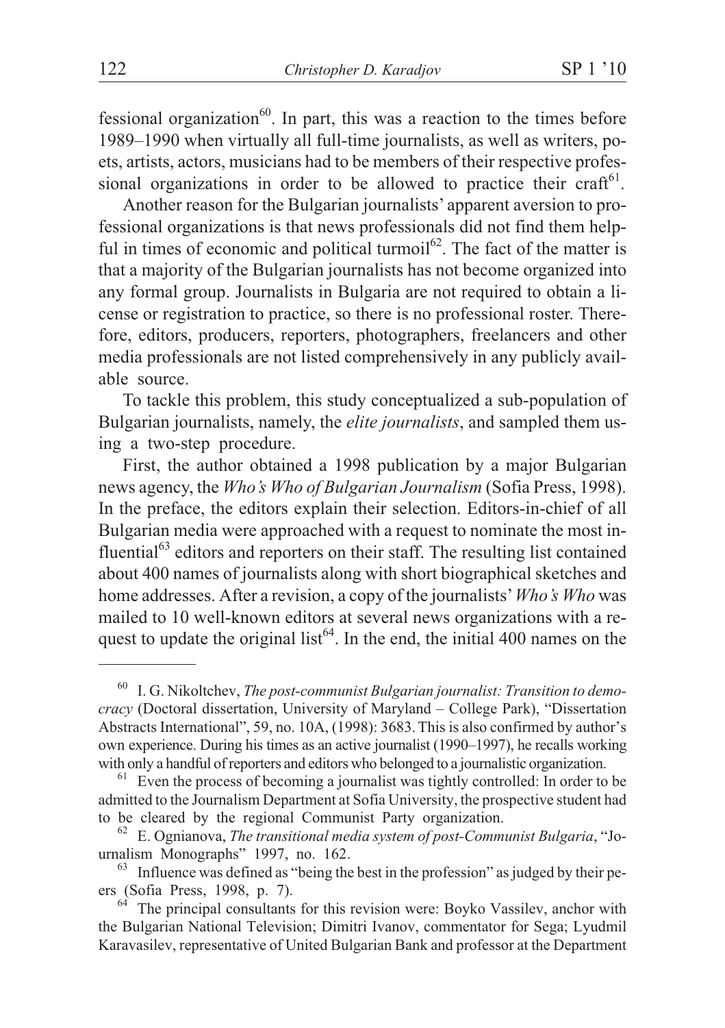fessional organization[60]. In part, this was a reaction to the times before 1989–1990 when virtually all full-time journalists, as well as writers, poets, artists, actors, musicians had to be members of their respective professional organizations in order to be allowed to practice their craft[61].

Another reason for the Bulgarian journalists' apparent aversion to professional organizations is that news professionals did not find them helpful in times of economic and political turmoil[62]. The fact of the matter is that a majority of the Bulgarian journalists has not become organized into any formal group. Journalists in Bulgaria are not required to obtain a license or registration to practice, so there is no professional roster. Therefore, editors, producers, reporters, photographers, freelancers and other media professionals are not listed comprehensively in any publicly available source.

To tackle this problem, this study conceptualized a sub-population of Bulgarian journalists, namely, the *elite journalists*, and sampled them using a two-step procedure.

First, the author obtained a 1998 publication by a major Bulgarian news agency, the *Who's Who of Bulgarian Journalism* (Sofia Press, 1998). In the preface, the editors explain their selection. Editors-in-chief of all Bulgarian media were approached with a request to nominate the most influential[63] editors and reporters on their staff. The resulting list contained about 400 names of journalists along with short biographical sketches and home addresses. After a revision, a copy of the journalists' *Who's Who* was mailed to 10 well-known editors at several news organizations with a request to update the original list[64]. In the end, the initial 400 names on the

---

[60] I. G. Nikoltchev, *The post-communist Bulgarian journalist: Transition to democracy* (Doctoral dissertation, University of Maryland – College Park), "Dissertation Abstracts International", 59, no. 10A, (1998): 3683. This is also confirmed by author's own experience. During his times as an active journalist (1990–1997), he recalls working with only a handful of reporters and editors who belonged to a journalistic organization.

[61] Even the process of becoming a journalist was tightly controlled: In order to be admitted to the Journalism Department at Sofia University, the prospective student had to be cleared by the regional Communist Party organization.

[62] E. Ognianova, *The transitional media system of post-Communist Bulgaria*, "Journalism Monographs" 1997, no. 162.

[63] Influence was defined as "being the best in the profession" as judged by their peers (Sofia Press, 1998, p. 7).

[64] The principal consultants for this revision were: Boyko Vassilev, anchor with the Bulgarian National Television; Dimitri Ivanov, commentator for Sega; Lyudmil Karavasilev, representative of United Bulgarian Bank and professor at the Department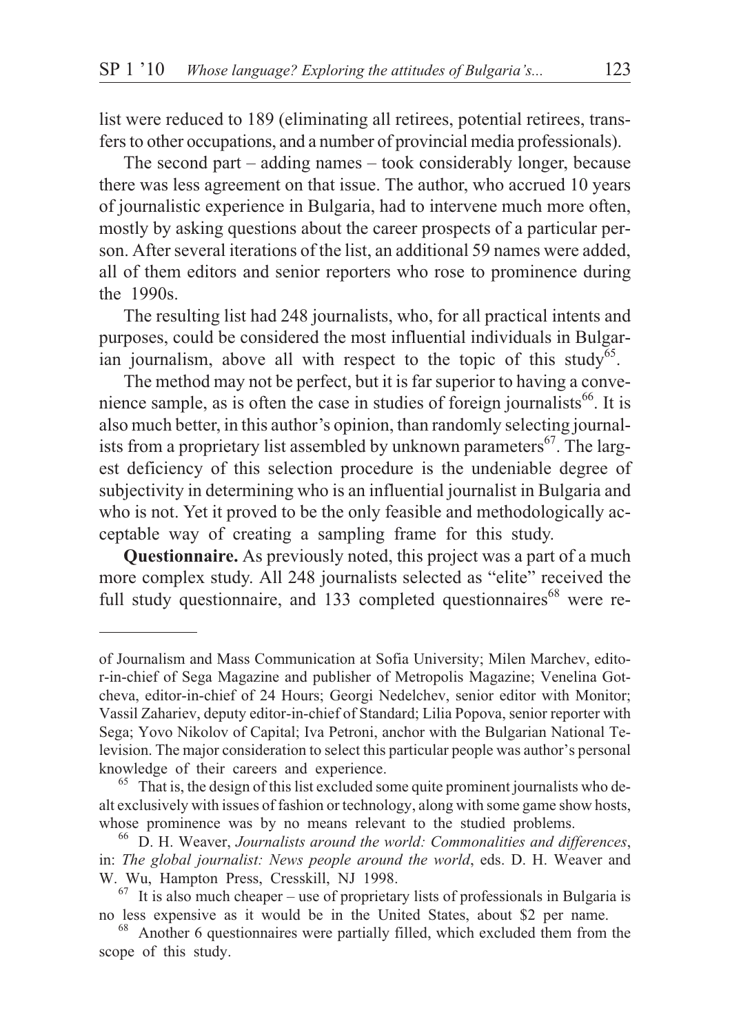list were reduced to 189 (eliminating all retirees, potential retirees, transfers to other occupations, and a number of provincial media professionals).

The second part – adding names – took considerably longer, because there was less agreement on that issue. The author, who accrued 10 years of journalistic experience in Bulgaria, had to intervene much more often, mostly by asking questions about the career prospects of a particular person. After several iterations of the list, an additional 59 names were added, all of them editors and senior reporters who rose to prominence during the 1990s.

The resulting list had 248 journalists, who, for all practical intents and purposes, could be considered the most influential individuals in Bulgarian journalism, above all with respect to the topic of this study[65].

The method may not be perfect, but it is far superior to having a convenience sample, as is often the case in studies of foreign journalists[66]. It is also much better, in this author's opinion, than randomly selecting journalists from a proprietary list assembled by unknown parameters[67]. The largest deficiency of this selection procedure is the undeniable degree of subjectivity in determining who is an influential journalist in Bulgaria and who is not. Yet it proved to be the only feasible and methodologically acceptable way of creating a sampling frame for this study.

**Questionnaire.** As previously noted, this project was a part of a much more complex study. All 248 journalists selected as "elite" received the full study questionnaire, and 133 completed questionnaires[68] were re-

---

of Journalism and Mass Communication at Sofia University; Milen Marchev, editor-in-chief of Sega Magazine and publisher of Metropolis Magazine; Venelina Gotcheva, editor-in-chief of 24 Hours; Georgi Nedelchev, senior editor with Monitor; Vassil Zahariev, deputy editor-in-chief of Standard; Lilia Popova, senior reporter with Sega; Yovo Nikolov of Capital; Iva Petroni, anchor with the Bulgarian National Television. The major consideration to select this particular people was author's personal knowledge of their careers and experience.

[65] That is, the design of this list excluded some quite prominent journalists who dealt exclusively with issues of fashion or technology, along with some game show hosts, whose prominence was by no means relevant to the studied problems.

[66] D. H. Weaver, *Journalists around the world: Commonalities and differences*, in: *The global journalist: News people around the world*, eds. D. H. Weaver and W. Wu, Hampton Press, Cresskill, NJ 1998.

[67] It is also much cheaper – use of proprietary lists of professionals in Bulgaria is no less expensive as it would be in the United States, about $2 per name.

[68] Another 6 questionnaires were partially filled, which excluded them from the scope of this study.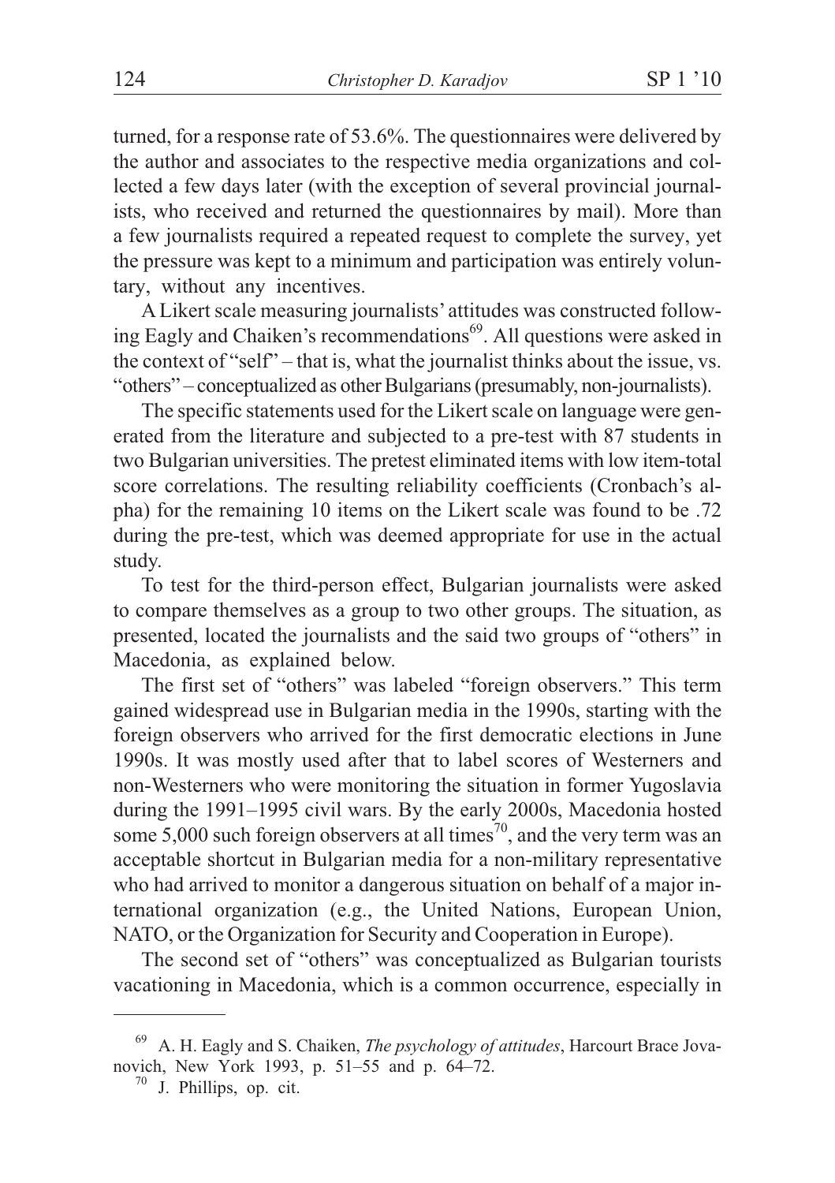turned, for a response rate of 53.6%. The questionnaires were delivered by the author and associates to the respective media organizations and collected a few days later (with the exception of several provincial journalists, who received and returned the questionnaires by mail). More than a few journalists required a repeated request to complete the survey, yet the pressure was kept to a minimum and participation was entirely voluntary, without any incentives.

A Likert scale measuring journalists' attitudes was constructed following Eagly and Chaiken's recommendations[69]. All questions were asked in the context of "self" – that is, what the journalist thinks about the issue, vs. "others" – conceptualized as other Bulgarians (presumably, non-journalists).

The specific statements used for the Likert scale on language were generated from the literature and subjected to a pre-test with 87 students in two Bulgarian universities. The pretest eliminated items with low item-total score correlations. The resulting reliability coefficients (Cronbach's alpha) for the remaining 10 items on the Likert scale was found to be .72 during the pre-test, which was deemed appropriate for use in the actual study.

To test for the third-person effect, Bulgarian journalists were asked to compare themselves as a group to two other groups. The situation, as presented, located the journalists and the said two groups of "others" in Macedonia, as explained below.

The first set of "others" was labeled "foreign observers." This term gained widespread use in Bulgarian media in the 1990s, starting with the foreign observers who arrived for the first democratic elections in June 1990s. It was mostly used after that to label scores of Westerners and non-Westerners who were monitoring the situation in former Yugoslavia during the 1991–1995 civil wars. By the early 2000s, Macedonia hosted some 5,000 such foreign observers at all times[70], and the very term was an acceptable shortcut in Bulgarian media for a non-military representative who had arrived to monitor a dangerous situation on behalf of a major international organization (e.g., the United Nations, European Union, NATO, or the Organization for Security and Cooperation in Europe).

The second set of "others" was conceptualized as Bulgarian tourists vacationing in Macedonia, which is a common occurrence, especially in

---

[69] A. H. Eagly and S. Chaiken, *The psychology of attitudes*, Harcourt Brace Jovanovich, New York 1993, p. 51–55 and p. 64–72.

[70] J. Phillips, op. cit.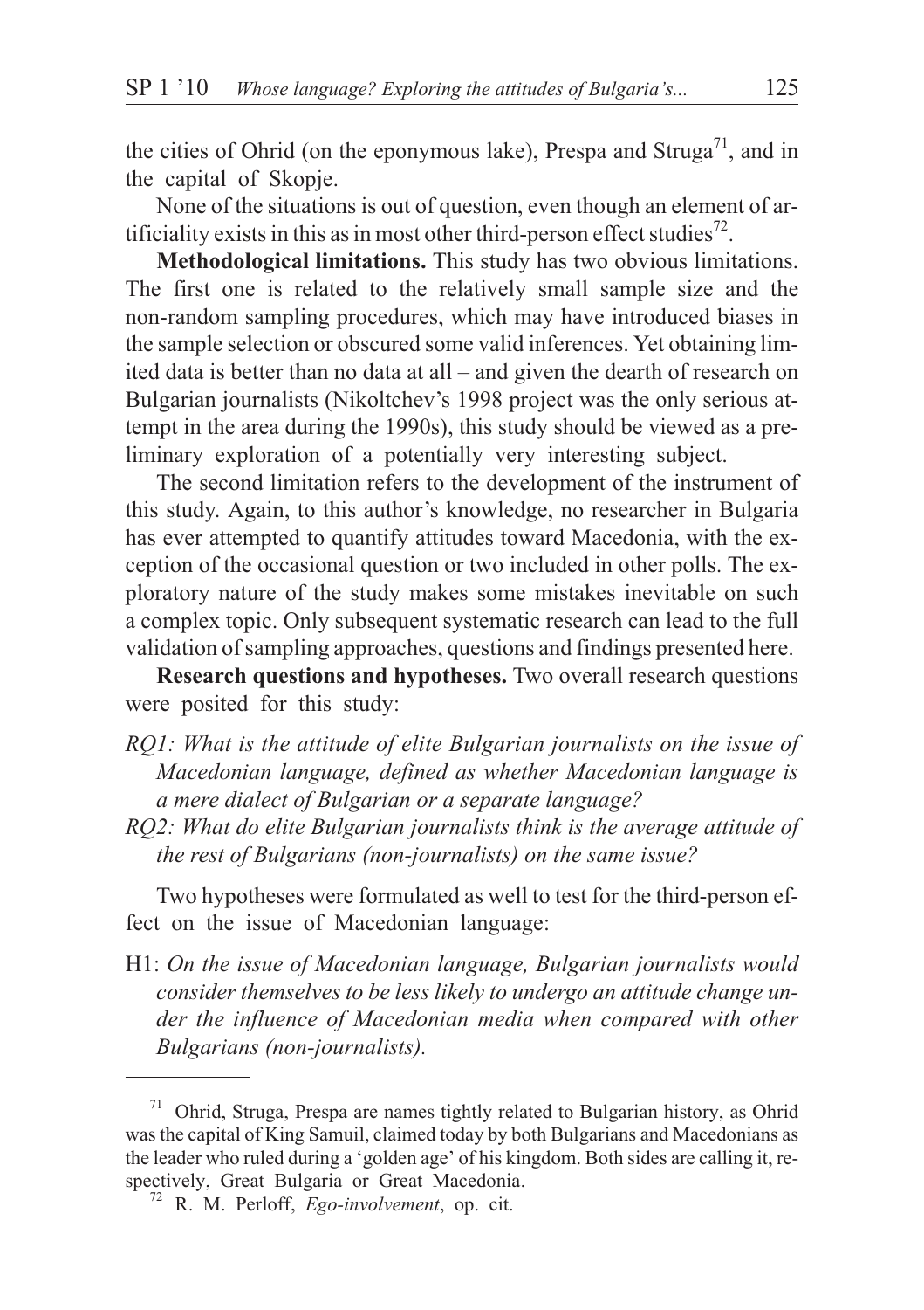the cities of Ohrid (on the eponymous lake), Prespa and Struga[71], and in the capital of Skopje.

None of the situations is out of question, even though an element of artificiality exists in this as in most other third-person effect studies[72].

**Methodological limitations.** This study has two obvious limitations. The first one is related to the relatively small sample size and the non-random sampling procedures, which may have introduced biases in the sample selection or obscured some valid inferences. Yet obtaining limited data is better than no data at all – and given the dearth of research on Bulgarian journalists (Nikoltchev's 1998 project was the only serious attempt in the area during the 1990s), this study should be viewed as a preliminary exploration of a potentially very interesting subject.

The second limitation refers to the development of the instrument of this study. Again, to this author's knowledge, no researcher in Bulgaria has ever attempted to quantify attitudes toward Macedonia, with the exception of the occasional question or two included in other polls. The exploratory nature of the study makes some mistakes inevitable on such a complex topic. Only subsequent systematic research can lead to the full validation of sampling approaches, questions and findings presented here.

**Research questions and hypotheses.** Two overall research questions were posited for this study:

*RQ1: What is the attitude of elite Bulgarian journalists on the issue of Macedonian language, defined as whether Macedonian language is a mere dialect of Bulgarian or a separate language?*

*RQ2: What do elite Bulgarian journalists think is the average attitude of the rest of Bulgarians (non-journalists) on the same issue?*

Two hypotheses were formulated as well to test for the third-person effect on the issue of Macedonian language:

H1: *On the issue of Macedonian language, Bulgarian journalists would consider themselves to be less likely to undergo an attitude change under the influence of Macedonian media when compared with other Bulgarians (non-journalists).*

---

[71] Ohrid, Struga, Prespa are names tightly related to Bulgarian history, as Ohrid was the capital of King Samuil, claimed today by both Bulgarians and Macedonians as the leader who ruled during a 'golden age' of his kingdom. Both sides are calling it, respectively, Great Bulgaria or Great Macedonia.

[72] R. M. Perloff, *Ego-involvement*, op. cit.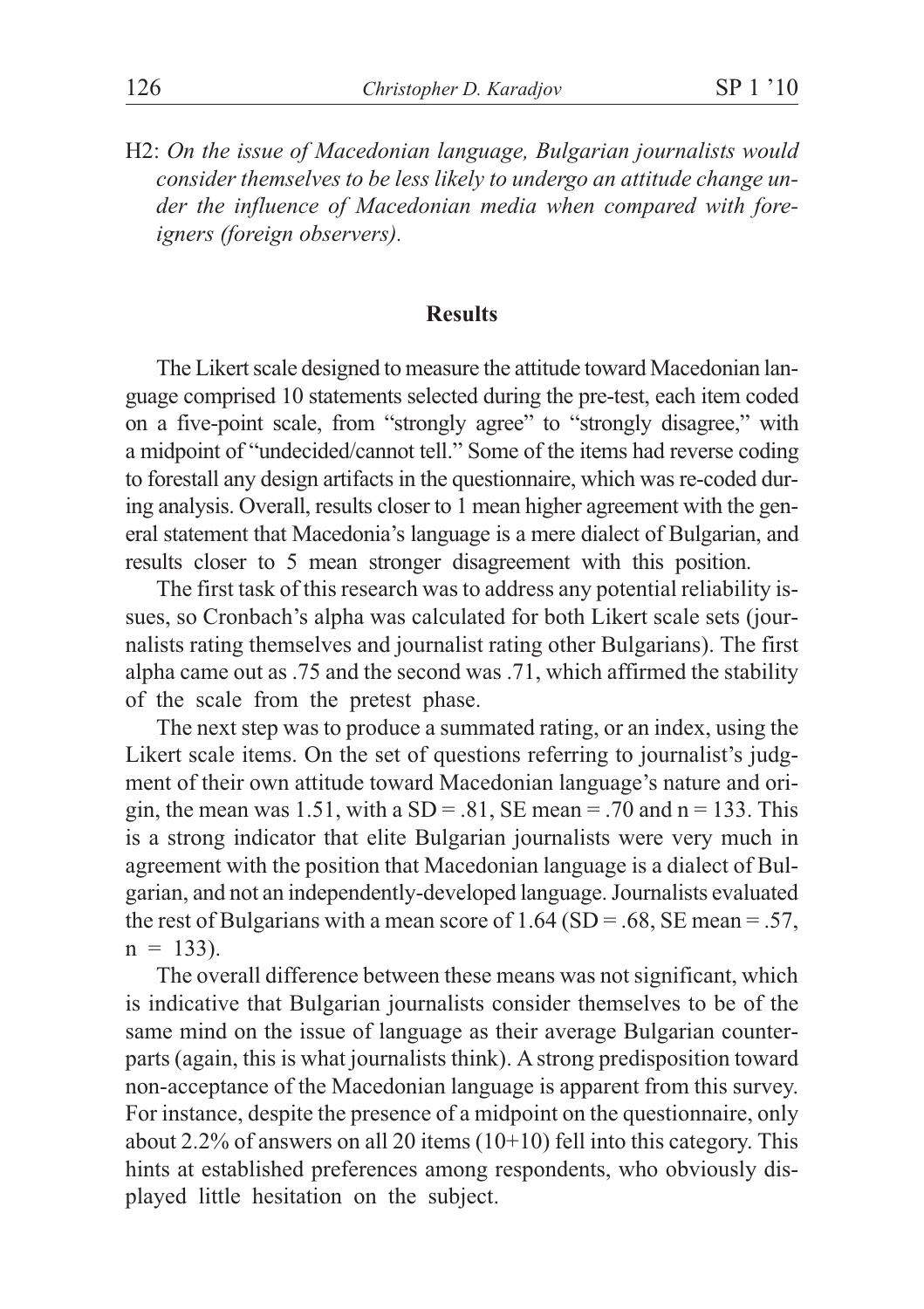H2: *On the issue of Macedonian language, Bulgarian journalists would consider themselves to be less likely to undergo an attitude change under the influence of Macedonian media when compared with foreigners (foreign observers).*

## Results

The Likert scale designed to measure the attitude toward Macedonian language comprised 10 statements selected during the pre-test, each item coded on a five-point scale, from "strongly agree" to "strongly disagree," with a midpoint of "undecided/cannot tell." Some of the items had reverse coding to forestall any design artifacts in the questionnaire, which was re-coded during analysis. Overall, results closer to 1 mean higher agreement with the general statement that Macedonia's language is a mere dialect of Bulgarian, and results closer to 5 mean stronger disagreement with this position.

The first task of this research was to address any potential reliability issues, so Cronbach's alpha was calculated for both Likert scale sets (journalists rating themselves and journalist rating other Bulgarians). The first alpha came out as .75 and the second was .71, which affirmed the stability of the scale from the pretest phase.

The next step was to produce a summated rating, or an index, using the Likert scale items. On the set of questions referring to journalist's judgment of their own attitude toward Macedonian language's nature and origin, the mean was 1.51, with a SD = .81, SE mean = .70 and n = 133. This is a strong indicator that elite Bulgarian journalists were very much in agreement with the position that Macedonian language is a dialect of Bulgarian, and not an independently-developed language. Journalists evaluated the rest of Bulgarians with a mean score of 1.64 (SD = .68, SE mean = .57, n = 133).

The overall difference between these means was not significant, which is indicative that Bulgarian journalists consider themselves to be of the same mind on the issue of language as their average Bulgarian counterparts (again, this is what journalists think). A strong predisposition toward non-acceptance of the Macedonian language is apparent from this survey. For instance, despite the presence of a midpoint on the questionnaire, only about 2.2% of answers on all 20 items (10+10) fell into this category. This hints at established preferences among respondents, who obviously displayed little hesitation on the subject.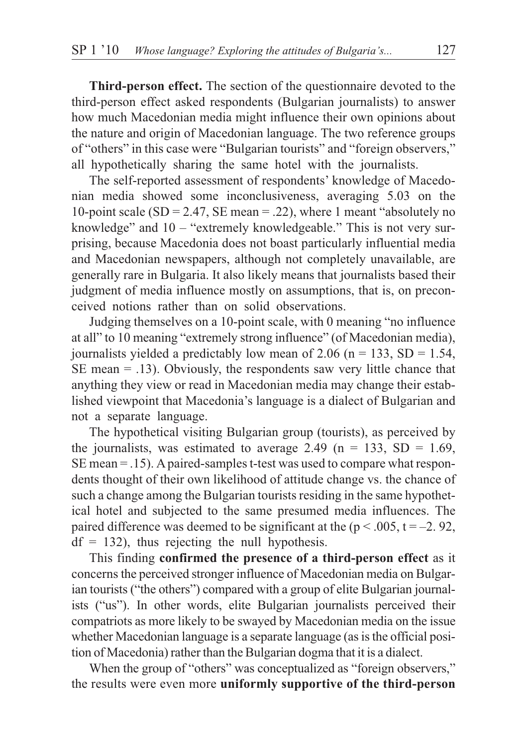**Third-person effect.** The section of the questionnaire devoted to the third-person effect asked respondents (Bulgarian journalists) to answer how much Macedonian media might influence their own opinions about the nature and origin of Macedonian language. The two reference groups of "others" in this case were "Bulgarian tourists" and "foreign observers," all hypothetically sharing the same hotel with the journalists.

The self-reported assessment of respondents' knowledge of Macedonian media showed some inconclusiveness, averaging 5.03 on the 10-point scale (SD = 2.47, SE mean = .22), where 1 meant "absolutely no knowledge" and 10 – "extremely knowledgeable." This is not very surprising, because Macedonia does not boast particularly influential media and Macedonian newspapers, although not completely unavailable, are generally rare in Bulgaria. It also likely means that journalists based their judgment of media influence mostly on assumptions, that is, on preconceived notions rather than on solid observations.

Judging themselves on a 10-point scale, with 0 meaning "no influence at all" to 10 meaning "extremely strong influence" (of Macedonian media), journalists yielded a predictably low mean of 2.06 (n = 133, SD = 1.54, SE mean = .13). Obviously, the respondents saw very little chance that anything they view or read in Macedonian media may change their established viewpoint that Macedonia's language is a dialect of Bulgarian and not a separate language.

The hypothetical visiting Bulgarian group (tourists), as perceived by the journalists, was estimated to average 2.49 (n = 133, SD = 1.69, SE mean = .15). A paired-samples t-test was used to compare what respondents thought of their own likelihood of attitude change vs. the chance of such a change among the Bulgarian tourists residing in the same hypothetical hotel and subjected to the same presumed media influences. The paired difference was deemed to be significant at the ($p < .005$, $t = –2.92$, $df = 132$), thus rejecting the null hypothesis.

This finding **confirmed the presence of a third-person effect** as it concerns the perceived stronger influence of Macedonian media on Bulgarian tourists ("the others") compared with a group of elite Bulgarian journalists ("us"). In other words, elite Bulgarian journalists perceived their compatriots as more likely to be swayed by Macedonian media on the issue whether Macedonian language is a separate language (as is the official position of Macedonia) rather than the Bulgarian dogma that it is a dialect.

When the group of "others" was conceptualized as "foreign observers," the results were even more **uniformly supportive of the third-person**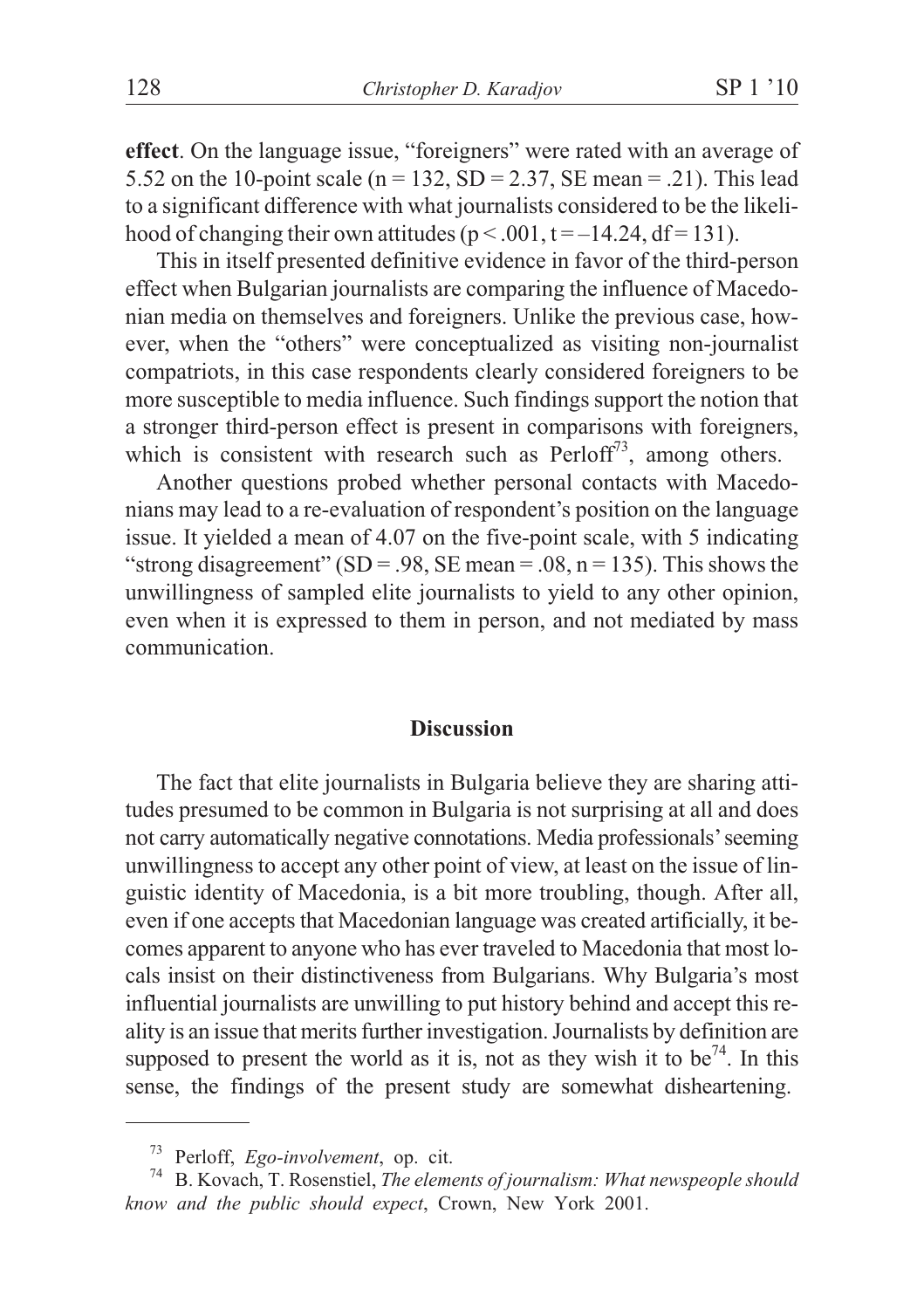**effect**. On the language issue, "foreigners" were rated with an average of 5.52 on the 10-point scale ($n = 132$, $SD = 2.37$, SE mean = .21). This lead to a significant difference with what journalists considered to be the likelihood of changing their own attitudes ($p < .001$, $t = -14.24$, $df = 131$).

This in itself presented definitive evidence in favor of the third-person effect when Bulgarian journalists are comparing the influence of Macedonian media on themselves and foreigners. Unlike the previous case, however, when the "others" were conceptualized as visiting non-journalist compatriots, in this case respondents clearly considered foreigners to be more susceptible to media influence. Such findings support the notion that a stronger third-person effect is present in comparisons with foreigners, which is consistent with research such as Perloff[73], among others.

Another questions probed whether personal contacts with Macedonians may lead to a re-evaluation of respondent's position on the language issue. It yielded a mean of 4.07 on the five-point scale, with 5 indicating "strong disagreement" ($SD = .98$, SE mean = .08, $n = 135$). This shows the unwillingness of sampled elite journalists to yield to any other opinion, even when it is expressed to them in person, and not mediated by mass communication.

## Discussion

The fact that elite journalists in Bulgaria believe they are sharing attitudes presumed to be common in Bulgaria is not surprising at all and does not carry automatically negative connotations. Media professionals' seeming unwillingness to accept any other point of view, at least on the issue of linguistic identity of Macedonia, is a bit more troubling, though. After all, even if one accepts that Macedonian language was created artificially, it becomes apparent to anyone who has ever traveled to Macedonia that most locals insist on their distinctiveness from Bulgarians. Why Bulgaria's most influential journalists are unwilling to put history behind and accept this reality is an issue that merits further investigation. Journalists by definition are supposed to present the world as it is, not as they wish it to be[74]. In this sense, the findings of the present study are somewhat disheartening.

---

[73] Perloff, *Ego-involvement*, op. cit.

[74] B. Kovach, T. Rosenstiel, *The elements of journalism: What newspeople should know and the public should expect*, Crown, New York 2001.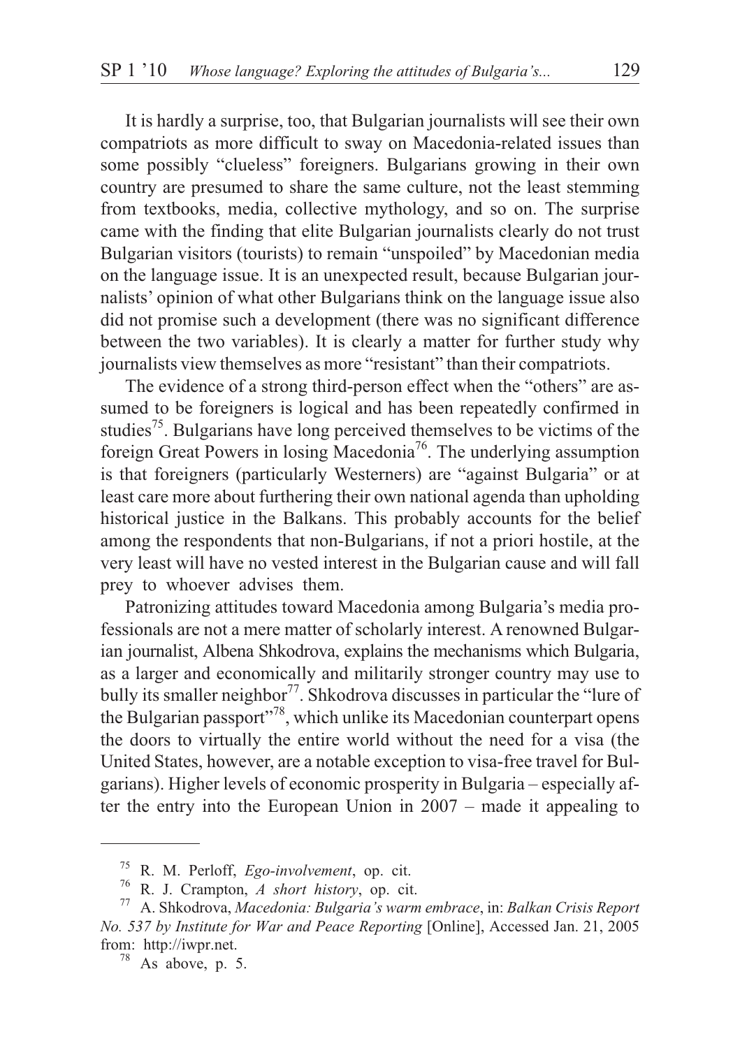It is hardly a surprise, too, that Bulgarian journalists will see their own compatriots as more difficult to sway on Macedonia-related issues than some possibly "clueless" foreigners. Bulgarians growing in their own country are presumed to share the same culture, not the least stemming from textbooks, media, collective mythology, and so on. The surprise came with the finding that elite Bulgarian journalists clearly do not trust Bulgarian visitors (tourists) to remain "unspoiled" by Macedonian media on the language issue. It is an unexpected result, because Bulgarian journalists' opinion of what other Bulgarians think on the language issue also did not promise such a development (there was no significant difference between the two variables). It is clearly a matter for further study why journalists view themselves as more "resistant" than their compatriots.

The evidence of a strong third-person effect when the "others" are assumed to be foreigners is logical and has been repeatedly confirmed in studies[75]. Bulgarians have long perceived themselves to be victims of the foreign Great Powers in losing Macedonia[76]. The underlying assumption is that foreigners (particularly Westerners) are "against Bulgaria" or at least care more about furthering their own national agenda than upholding historical justice in the Balkans. This probably accounts for the belief among the respondents that non-Bulgarians, if not a priori hostile, at the very least will have no vested interest in the Bulgarian cause and will fall prey to whoever advises them.

Patronizing attitudes toward Macedonia among Bulgaria's media professionals are not a mere matter of scholarly interest. A renowned Bulgarian journalist, Albena Shkodrova, explains the mechanisms which Bulgaria, as a larger and economically and militarily stronger country may use to bully its smaller neighbor[77]. Shkodrova discusses in particular the "lure of the Bulgarian passport"[78], which unlike its Macedonian counterpart opens the doors to virtually the entire world without the need for a visa (the United States, however, are a notable exception to visa-free travel for Bulgarians). Higher levels of economic prosperity in Bulgaria – especially after the entry into the European Union in 2007 – made it appealing to

---

[75] R. M. Perloff, *Ego-involvement*, op. cit.

[76] R. J. Crampton, *A short history*, op. cit.

[77] A. Shkodrova, *Macedonia: Bulgaria's warm embrace*, in: *Balkan Crisis Report No. 537 by Institute for War and Peace Reporting* [Online], Accessed Jan. 21, 2005 from: http://iwpr.net.

[78] As above, p. 5.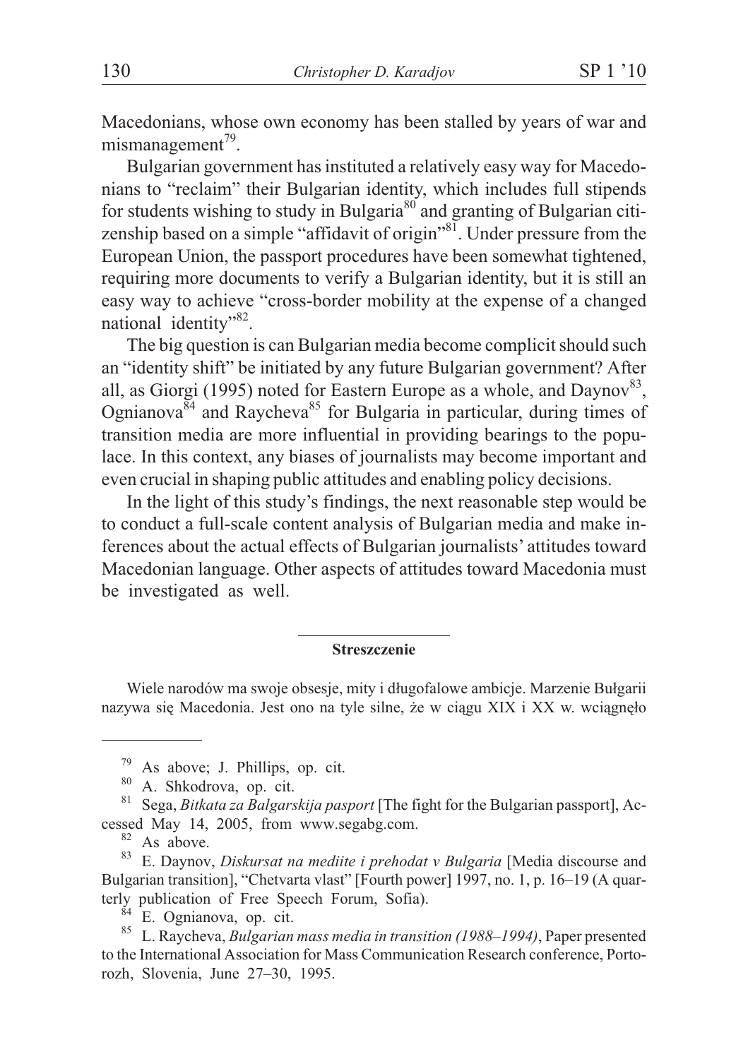Macedonians, whose own economy has been stalled by years of war and mismanagement[79].

Bulgarian government has instituted a relatively easy way for Macedonians to "reclaim" their Bulgarian identity, which includes full stipends for students wishing to study in Bulgaria[80] and granting of Bulgarian citizenship based on a simple "affidavit of origin"[81]. Under pressure from the European Union, the passport procedures have been somewhat tightened, requiring more documents to verify a Bulgarian identity, but it is still an easy way to achieve "cross-border mobility at the expense of a changed national identity"[82].

The big question is can Bulgarian media become complicit should such an "identity shift" be initiated by any future Bulgarian government? After all, as Giorgi (1995) noted for Eastern Europe as a whole, and Daynov[83], Ognianova[84] and Raycheva[85] for Bulgaria in particular, during times of transition media are more influential in providing bearings to the populace. In this context, any biases of journalists may become important and even crucial in shaping public attitudes and enabling policy decisions.

In the light of this study's findings, the next reasonable step would be to conduct a full-scale content analysis of Bulgarian media and make inferences about the actual effects of Bulgarian journalists' attitudes toward Macedonian language. Other aspects of attitudes toward Macedonia must be investigated as well.

---

**Streszczenie**

Wiele narodów ma swoje obsesje, mity i długofalowe ambicje. Marzenie Bułgarii nazywa się Macedonia. Jest ono na tyle silne, że w ciągu XIX i XX w. wciągnęło

---

[79] As above; J. Phillips, op. cit.

[80] A. Shkodrova, op. cit.

[81] Sega, *Bitkata za Balgarskija pasport* [The fight for the Bulgarian passport], Accessed May 14, 2005, from www.segabg.com.

[82] As above.

[83] E. Daynov, *Diskursat na mediite i prehodat v Bulgaria* [Media discourse and Bulgarian transition], "Chetvarta vlast" [Fourth power] 1997, no. 1, p. 16–19 (A quarterly publication of Free Speech Forum, Sofia).

[84] E. Ognianova, op. cit.

[85] L. Raycheva, *Bulgarian mass media in transition (1988–1994)*, Paper presented to the International Association for Mass Communication Research conference, Portorozh, Slovenia, June 27–30, 1995.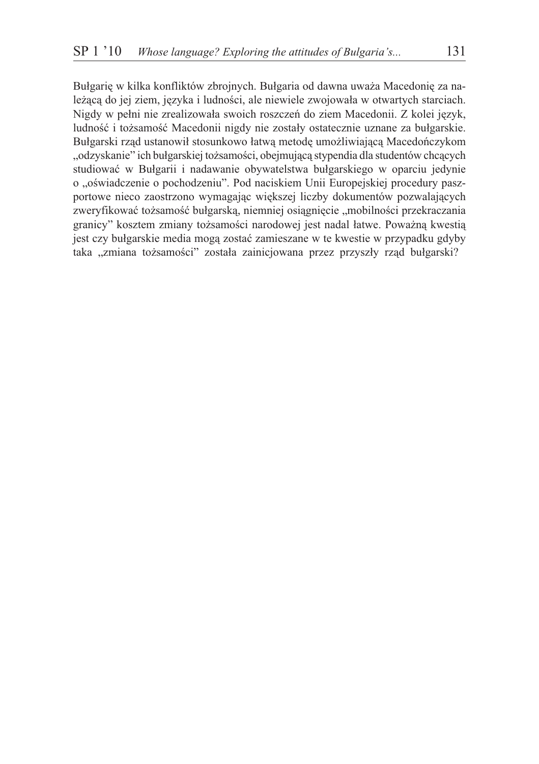Bułgarię w kilka konfliktów zbrojnych. Bułgaria od dawna uważa Macedonię za należącą do jej ziem, języka i ludności, ale niewiele zwojowała w otwartych starciach. Nigdy w pełni nie zrealizowała swoich roszczeń do ziem Macedonii. Z kolei język, ludność i tożsamość Macedonii nigdy nie zostały ostatecznie uznane za bułgarskie. Bułgarski rząd ustanowił stosunkowo łatwą metodę umożliwiającą Macedończykom „odzyskanie" ich bułgarskiej tożsamości, obejmującą stypendia dla studentów chcących studiować w Bułgarii i nadawanie obywatelstwa bułgarskiego w oparciu jedynie o „oświadczenie o pochodzeniu". Pod naciskiem Unii Europejskiej procedury paszportowe nieco zaostrzono wymagając większej liczby dokumentów pozwalających zweryfikować tożsamość bułgarską, niemniej osiągnięcie „mobilności przekraczania granicy" kosztem zmiany tożsamości narodowej jest nadal łatwe. Poważną kwestią jest czy bułgarskie media mogą zostać zamieszane w te kwestie w przypadku gdyby taka „zmiana tożsamości" została zainicjowana przez przyszły rząd bułgarski?